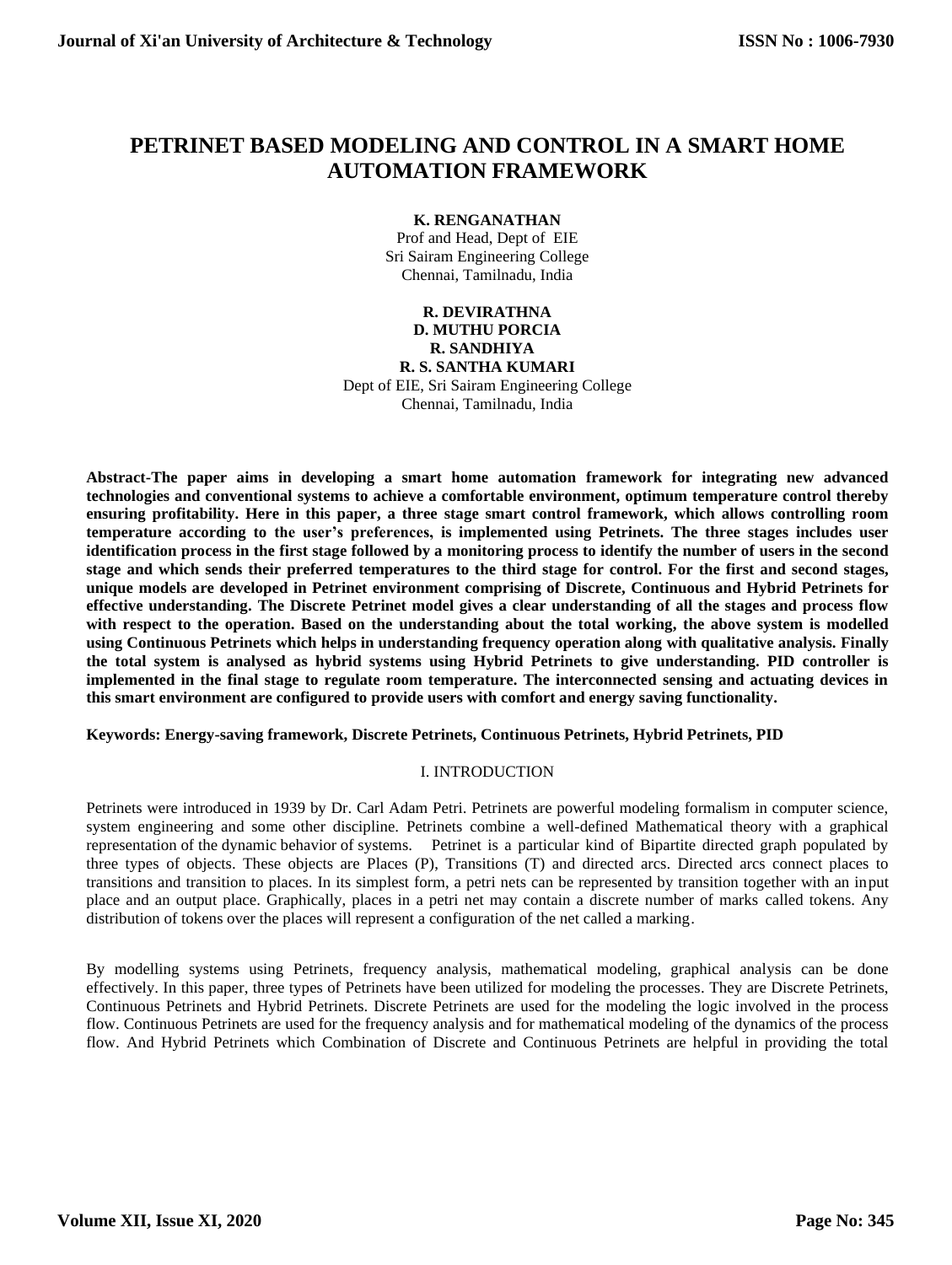# PETRINET BASED MODELING AND CONTROL IN A SMART HOME AUTOMATION FRAMEWORK

**K. RENGANATHAN**
Prof and Head, Dept of EIE
Sri Sairam Engineering College
Chennai, Tamilnadu, India

**R. DEVIRATHNA**
**D. MUTHU PORCIA**
**R. SANDHIYA**
**R. S. SANTHA KUMARI**
Dept of EIE, Sri Sairam Engineering College
Chennai, Tamilnadu, India

**Abstract-The paper aims in developing a smart home automation framework for integrating new advanced technologies and conventional systems to achieve a comfortable environment, optimum temperature control thereby ensuring profitability. Here in this paper, a three stage smart control framework, which allows controlling room temperature according to the user's preferences, is implemented using Petrinets. The three stages includes user identification process in the first stage followed by a monitoring process to identify the number of users in the second stage and which sends their preferred temperatures to the third stage for control. For the first and second stages, unique models are developed in Petrinet environment comprising of Discrete, Continuous and Hybrid Petrinets for effective understanding. The Discrete Petrinet model gives a clear understanding of all the stages and process flow with respect to the operation. Based on the understanding about the total working, the above system is modelled using Continuous Petrinets which helps in understanding frequency operation along with qualitative analysis. Finally the total system is analysed as hybrid systems using Hybrid Petrinets to give understanding. PID controller is implemented in the final stage to regulate room temperature. The interconnected sensing and actuating devices in this smart environment are configured to provide users with comfort and energy saving functionality.**

**Keywords: Energy-saving framework, Discrete Petrinets, Continuous Petrinets, Hybrid Petrinets, PID**

## I. INTRODUCTION

Petrinets were introduced in 1939 by Dr. Carl Adam Petri. Petrinets are powerful modeling formalism in computer science, system engineering and some other discipline. Petrinets combine a well-defined Mathematical theory with a graphical representation of the dynamic behavior of systems. Petrinet is a particular kind of Bipartite directed graph populated by three types of objects. These objects are Places (P), Transitions (T) and directed arcs. Directed arcs connect places to transitions and transition to places. In its simplest form, a petri nets can be represented by transition together with an input place and an output place. Graphically, places in a petri net may contain a discrete number of marks called tokens. Any distribution of tokens over the places will represent a configuration of the net called a marking.

By modelling systems using Petrinets, frequency analysis, mathematical modeling, graphical analysis can be done effectively. In this paper, three types of Petrinets have been utilized for modeling the processes. They are Discrete Petrinets, Continuous Petrinets and Hybrid Petrinets. Discrete Petrinets are used for the modeling the logic involved in the process flow. Continuous Petrinets are used for the frequency analysis and for mathematical modeling of the dynamics of the process flow. And Hybrid Petrinets which Combination of Discrete and Continuous Petrinets are helpful in providing the total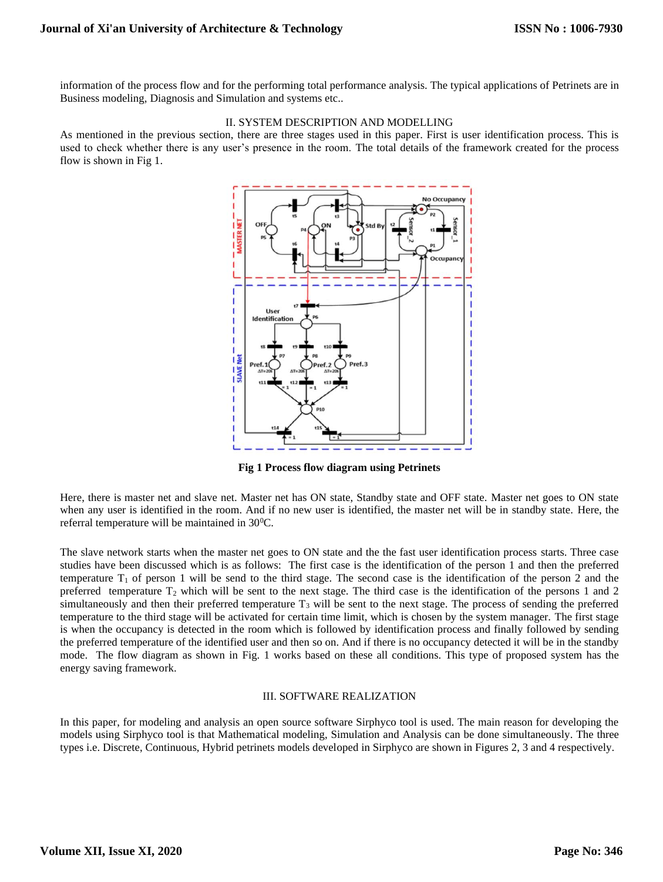information of the process flow and for the performing total performance analysis. The typical applications of Petrinets are in Business modeling, Diagnosis and Simulation and systems etc..

## II. SYSTEM DESCRIPTION AND MODELLING

As mentioned in the previous section, there are three stages used in this paper. First is user identification process. This is used to check whether there is any user's presence in the room. The total details of the framework created for the process flow is shown in Fig 1.

**Fig 1 Process flow diagram using Petrinets**

Here, there is master net and slave net. Master net has ON state, Standby state and OFF state. Master net goes to ON state when any user is identified in the room. And if no new user is identified, the master net will be in standby state. Here, the referral temperature will be maintained in $30^0$C.

The slave network starts when the master net goes to ON state and the the fast user identification process starts. Three case studies have been discussed which is as follows: The first case is the identification of the person 1 and then the preferred temperature $T_1$ of person 1 will be send to the third stage. The second case is the identification of the person 2 and the preferred temperature $T_2$ which will be sent to the next stage. The third case is the identification of the persons 1 and 2 simultaneously and then their preferred temperature $T_3$ will be sent to the next stage. The process of sending the preferred temperature to the third stage will be activated for certain time limit, which is chosen by the system manager. The first stage is when the occupancy is detected in the room which is followed by identification process and finally followed by sending the preferred temperature of the identified user and then so on. And if there is no occupancy detected it will be in the standby mode. The flow diagram as shown in Fig. 1 works based on these all conditions. This type of proposed system has the energy saving framework.

## III. SOFTWARE REALIZATION

In this paper, for modeling and analysis an open source software Sirphyco tool is used. The main reason for developing the models using Sirphyco tool is that Mathematical modeling, Simulation and Analysis can be done simultaneously. The three types i.e. Discrete, Continuous, Hybrid petrinets models developed in Sirphyco are shown in Figures 2, 3 and 4 respectively.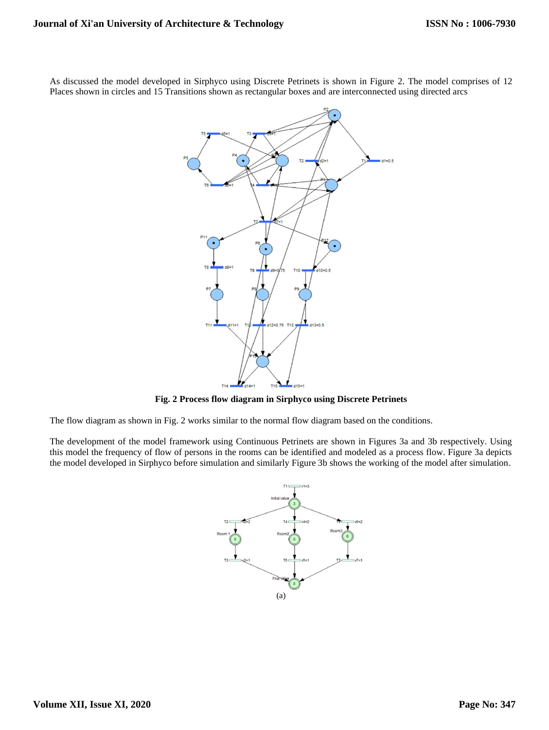As discussed the model developed in Sirphyco using Discrete Petrinets is shown in Figure 2. The model comprises of 12 Places shown in circles and 15 Transitions shown as rectangular boxes and are interconnected using directed arcs

**Fig. 2 Process flow diagram in Sirphyco using Discrete Petrinets**

The flow diagram as shown in Fig. 2 works similar to the normal flow diagram based on the conditions.

The development of the model framework using Continuous Petrinets are shown in Figures 3a and 3b respectively. Using this model the frequency of flow of persons in the rooms can be identified and modeled as a process flow. Figure 3a depicts the model developed in Sirphyco before simulation and similarly Figure 3b shows the working of the model after simulation.

(a)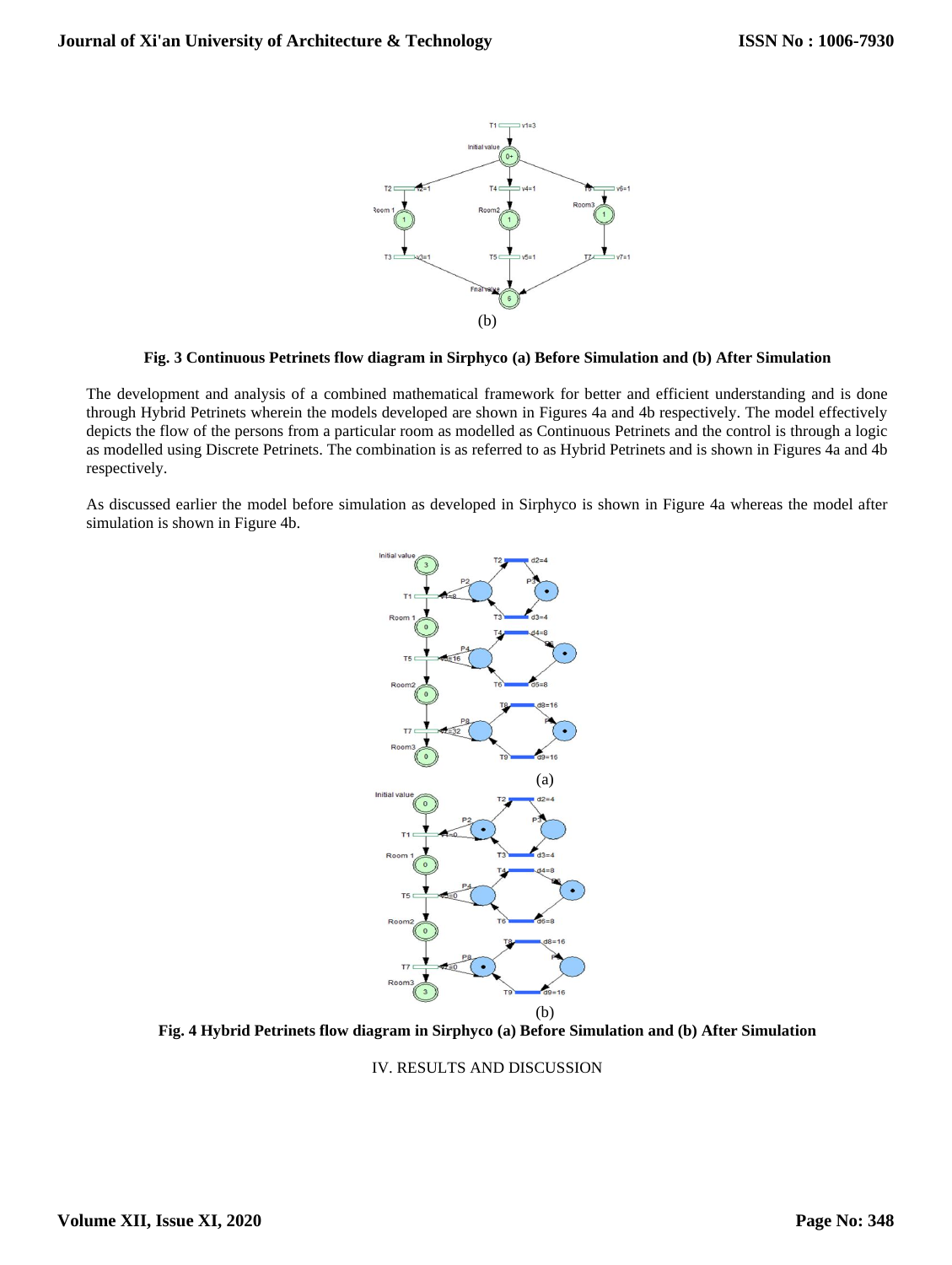(b)

**Fig. 3 Continuous Petrinets flow diagram in Sirphyco (a) Before Simulation and (b) After Simulation**

The development and analysis of a combined mathematical framework for better and efficient understanding and is done through Hybrid Petrinets wherein the models developed are shown in Figures 4a and 4b respectively. The model effectively depicts the flow of the persons from a particular room as modelled as Continuous Petrinets and the control is through a logic as modelled using Discrete Petrinets. The combination is as referred to as Hybrid Petrinets and is shown in Figures 4a and 4b respectively.

As discussed earlier the model before simulation as developed in Sirphyco is shown in Figure 4a whereas the model after simulation is shown in Figure 4b.

(a)

(b)

**Fig. 4 Hybrid Petrinets flow diagram in Sirphyco (a) Before Simulation and (b) After Simulation**

## IV. RESULTS AND DISCUSSION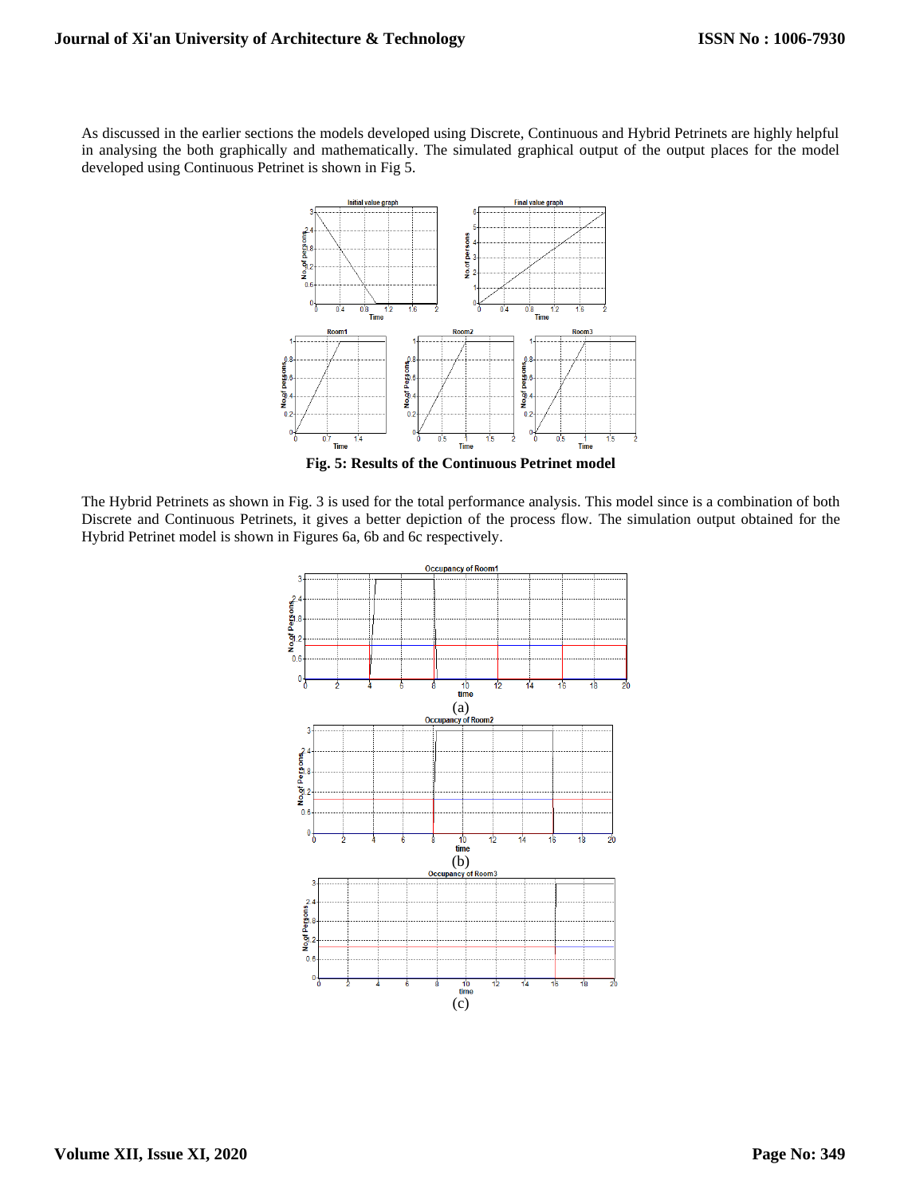As discussed in the earlier sections the models developed using Discrete, Continuous and Hybrid Petrinets are highly helpful in analysing the both graphically and mathematically. The simulated graphical output of the output places for the model developed using Continuous Petrinet is shown in Fig 5.

**Fig. 5: Results of the Continuous Petrinet model**

The Hybrid Petrinets as shown in Fig. 3 is used for the total performance analysis. This model since is a combination of both Discrete and Continuous Petrinets, it gives a better depiction of the process flow. The simulation output obtained for the Hybrid Petrinet model is shown in Figures 6a, 6b and 6c respectively.

(a)

(b)

(c)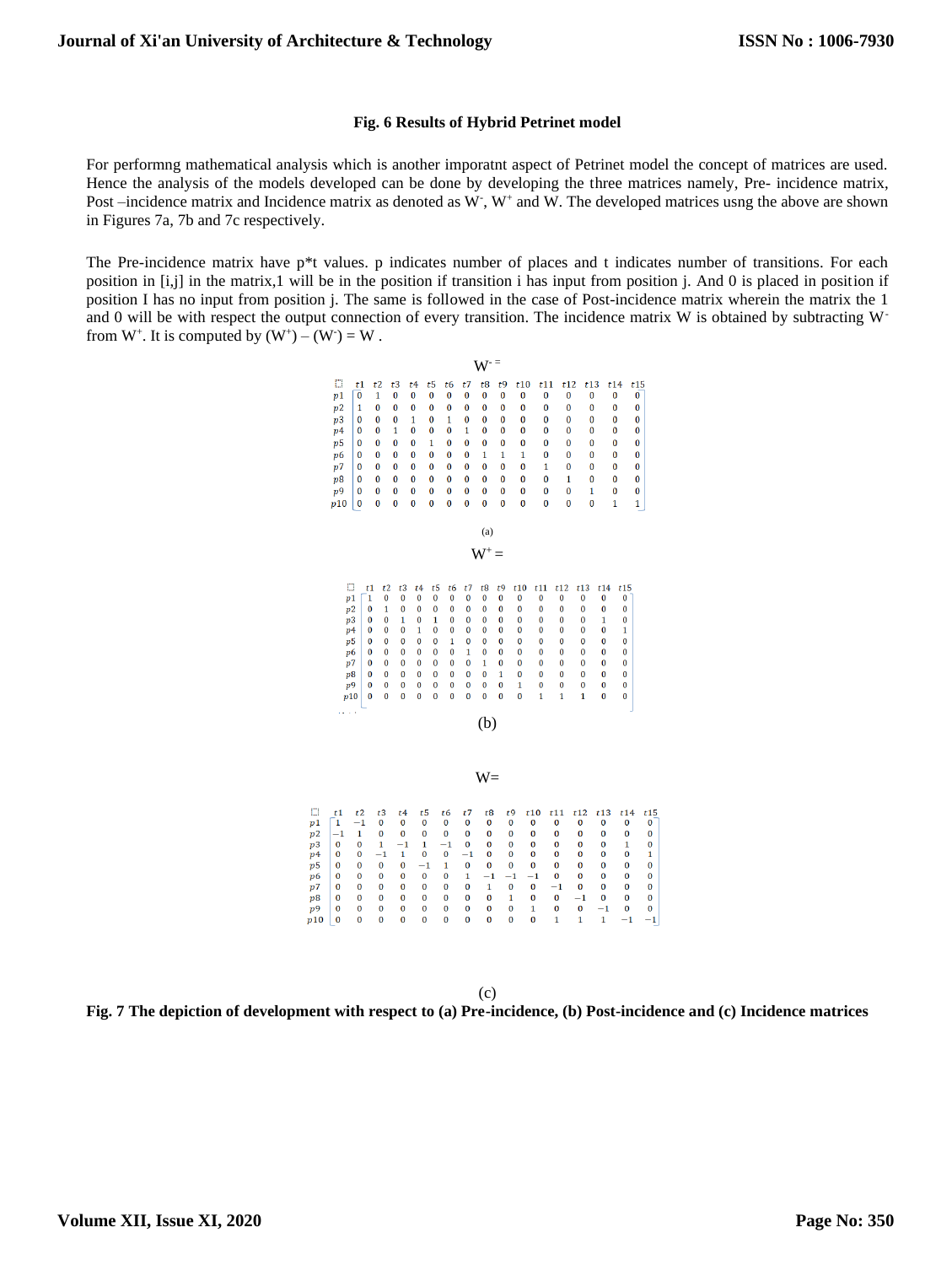**Fig. 6 Results of Hybrid Petrinet model**

For performng mathematical analysis which is another imporatnt aspect of Petrinet model the concept of matrices are used. Hence the analysis of the models developed can be done by developing the three matrices namely, Pre- incidence matrix, Post –incidence matrix and Incidence matrix as denoted as $W^-$, $W^+$ and W. The developed matrices usng the above are shown in Figures 7a, 7b and 7c respectively.

The Pre-incidence matrix have p*t values. p indicates number of places and t indicates number of transitions. For each position in [i,j] in the matrix,1 will be in the position if transition i has input from position j. And 0 is placed in position if position I has no input from position j. The same is followed in the case of Post-incidence matrix wherein the matrix the 1 and 0 will be with respect the output connection of every transition. The incidence matrix W is obtained by subtracting $W^-$ from $W^+$. It is computed by $(W^+) – (W^-) = W$ .

$W^-$ =

| | t1 | t2 | t3 | t4 | t5 | t6 | t7 | t8 | t9 | t10 | t11 | t12 | t13 | t14 | t15 |
|---|---|---|---|---|---|---|---|---|---|---|---|---|---|---|---|
| p1 | 0 | 1 | 0 | 0 | 0 | 0 | 0 | 0 | 0 | 0 | 0 | 0 | 0 | 0 | 0 |
| p2 | 1 | 0 | 0 | 0 | 0 | 0 | 0 | 0 | 0 | 0 | 0 | 0 | 0 | 0 | 0 |
| p3 | 0 | 0 | 0 | 1 | 0 | 1 | 0 | 0 | 0 | 0 | 0 | 0 | 0 | 0 | 0 |
| p4 | 0 | 0 | 1 | 0 | 0 | 0 | 1 | 0 | 0 | 0 | 0 | 0 | 0 | 0 | 0 |
| p5 | 0 | 0 | 0 | 0 | 1 | 0 | 0 | 0 | 0 | 0 | 0 | 0 | 0 | 0 | 0 |
| p6 | 0 | 0 | 0 | 0 | 0 | 0 | 0 | 1 | 1 | 1 | 0 | 0 | 0 | 0 | 0 |
| p7 | 0 | 0 | 0 | 0 | 0 | 0 | 0 | 0 | 0 | 0 | 1 | 0 | 0 | 0 | 0 |
| p8 | 0 | 0 | 0 | 0 | 0 | 0 | 0 | 0 | 0 | 0 | 0 | 1 | 0 | 0 | 0 |
| p9 | 0 | 0 | 0 | 0 | 0 | 0 | 0 | 0 | 0 | 0 | 0 | 0 | 1 | 0 | 0 |
| p10 | 0 | 0 | 0 | 0 | 0 | 0 | 0 | 0 | 0 | 0 | 0 | 0 | 0 | 1 | 1 |

(a)

$W^+$ =

| | t1 | t2 | t3 | t4 | t5 | t6 | t7 | t8 | t9 | t10 | t11 | t12 | t13 | t14 | t15 |
|---|---|---|---|---|---|---|---|---|---|---|---|---|---|---|---|
| p1 | 1 | 0 | 0 | 0 | 0 | 0 | 0 | 0 | 0 | 0 | 0 | 0 | 0 | 0 | 0 |
| p2 | 0 | 1 | 0 | 0 | 0 | 0 | 0 | 0 | 0 | 0 | 0 | 0 | 0 | 0 | 0 |
| p3 | 0 | 0 | 1 | 0 | 1 | 0 | 0 | 0 | 0 | 0 | 0 | 0 | 0 | 1 | 0 |
| p4 | 0 | 0 | 0 | 1 | 0 | 0 | 0 | 0 | 0 | 0 | 0 | 0 | 0 | 0 | 1 |
| p5 | 0 | 0 | 0 | 0 | 0 | 1 | 0 | 0 | 0 | 0 | 0 | 0 | 0 | 0 | 0 |
| p6 | 0 | 0 | 0 | 0 | 0 | 0 | 1 | 0 | 0 | 0 | 0 | 0 | 0 | 0 | 0 |
| p7 | 0 | 0 | 0 | 0 | 0 | 0 | 0 | 1 | 0 | 0 | 0 | 0 | 0 | 0 | 0 |
| p8 | 0 | 0 | 0 | 0 | 0 | 0 | 0 | 0 | 1 | 0 | 0 | 0 | 0 | 0 | 0 |
| p9 | 0 | 0 | 0 | 0 | 0 | 0 | 0 | 0 | 0 | 1 | 0 | 0 | 0 | 0 | 0 |
| p10 | 0 | 0 | 0 | 0 | 0 | 0 | 0 | 0 | 0 | 0 | 1 | 1 | 1 | 0 | 0 |

(b)

W=

| | t1 | t2 | t3 | t4 | t5 | t6 | t7 | t8 | t9 | t10 | t11 | t12 | t13 | t14 | t15 |
|---|---|---|---|---|---|---|---|---|---|---|---|---|---|---|---|
| p1 | 1 | −1 | 0 | 0 | 0 | 0 | 0 | 0 | 0 | 0 | 0 | 0 | 0 | 0 | 0 |
| p2 | −1 | 1 | 0 | 0 | 0 | 0 | 0 | 0 | 0 | 0 | 0 | 0 | 0 | 0 | 0 |
| p3 | 0 | 0 | 1 | −1 | 1 | −1 | 0 | 0 | 0 | 0 | 0 | 0 | 0 | 1 | 0 |
| p4 | 0 | 0 | −1 | 1 | 0 | 0 | −1 | 0 | 0 | 0 | 0 | 0 | 0 | 0 | 1 |
| p5 | 0 | 0 | 0 | 0 | −1 | 1 | 0 | 0 | 0 | 0 | 0 | 0 | 0 | 0 | 0 |
| p6 | 0 | 0 | 0 | 0 | 0 | 0 | 1 | −1 | −1 | −1 | 0 | 0 | 0 | 0 | 0 |
| p7 | 0 | 0 | 0 | 0 | 0 | 0 | 0 | 1 | 0 | 0 | −1 | 0 | 0 | 0 | 0 |
| p8 | 0 | 0 | 0 | 0 | 0 | 0 | 0 | 0 | 1 | 0 | 0 | −1 | 0 | 0 | 0 |
| p9 | 0 | 0 | 0 | 0 | 0 | 0 | 0 | 0 | 0 | 1 | 0 | 0 | −1 | 0 | 0 |
| p10 | 0 | 0 | 0 | 0 | 0 | 0 | 0 | 0 | 0 | 0 | 1 | 1 | 1 | −1 | −1 |

(c)

**Fig. 7 The depiction of development with respect to (a) Pre-incidence, (b) Post-incidence and (c) Incidence matrices**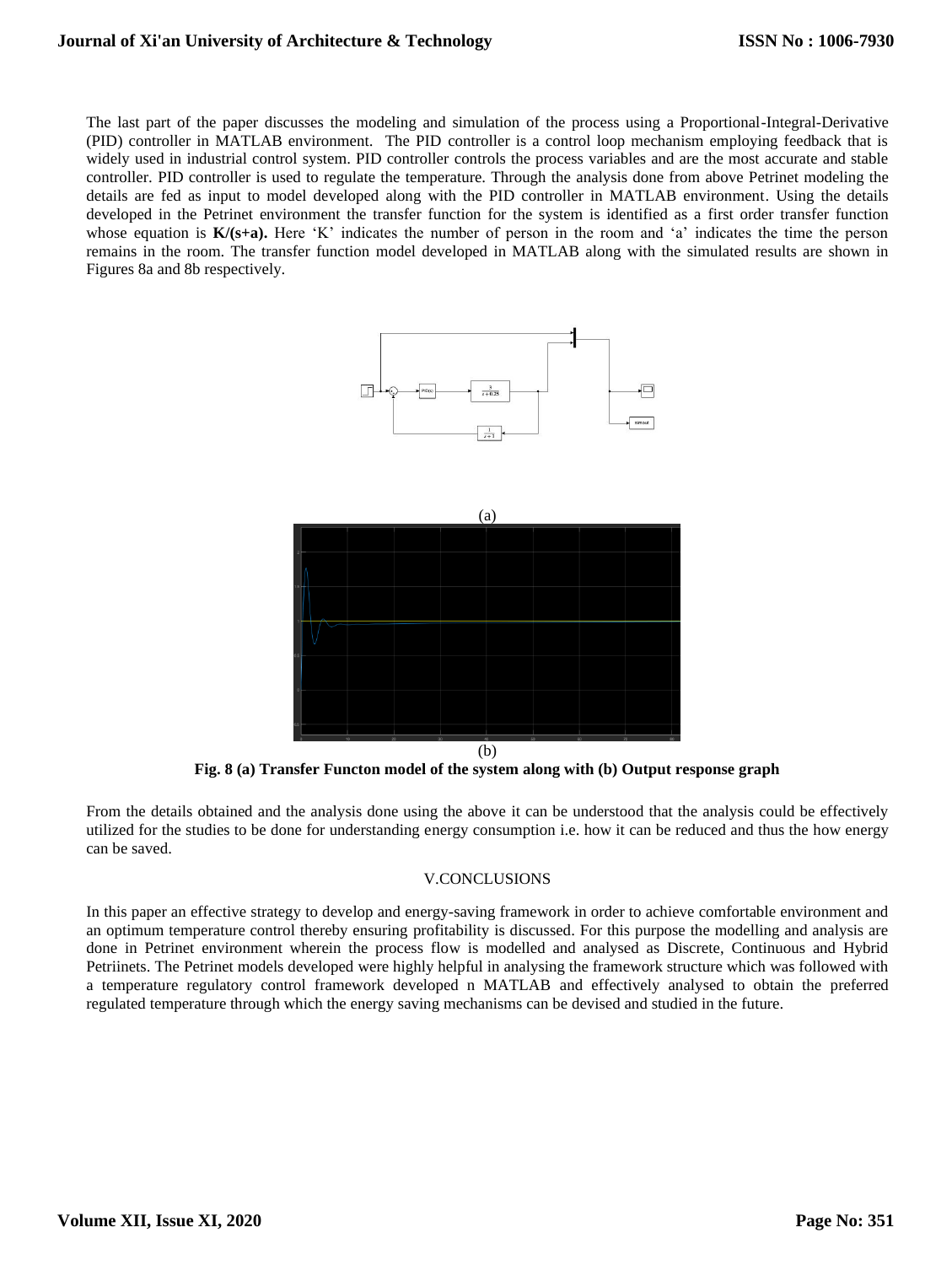The last part of the paper discusses the modeling and simulation of the process using a Proportional-Integral-Derivative (PID) controller in MATLAB environment. The PID controller is a control loop mechanism employing feedback that is widely used in industrial control system. PID controller controls the process variables and are the most accurate and stable controller. PID controller is used to regulate the temperature. Through the analysis done from above Petrinet modeling the details are fed as input to model developed along with the PID controller in MATLAB environment. Using the details developed in the Petrinet environment the transfer function for the system is identified as a first order transfer function whose equation is **K/(s+a).** Here 'K' indicates the number of person in the room and 'a' indicates the time the person remains in the room. The transfer function model developed in MATLAB along with the simulated results are shown in Figures 8a and 8b respectively.

(a)

(b)

**Fig. 8 (a) Transfer Functon model of the system along with (b) Output response graph**

From the details obtained and the analysis done using the above it can be understood that the analysis could be effectively utilized for the studies to be done for understanding energy consumption i.e. how it can be reduced and thus the how energy can be saved.

## V.CONCLUSIONS

In this paper an effective strategy to develop and energy-saving framework in order to achieve comfortable environment and an optimum temperature control thereby ensuring profitability is discussed. For this purpose the modelling and analysis are done in Petrinet environment wherein the process flow is modelled and analysed as Discrete, Continuous and Hybrid Petriinets. The Petrinet models developed were highly helpful in analysing the framework structure which was followed with a temperature regulatory control framework developed n MATLAB and effectively analysed to obtain the preferred regulated temperature through which the energy saving mechanisms can be devised and studied in the future.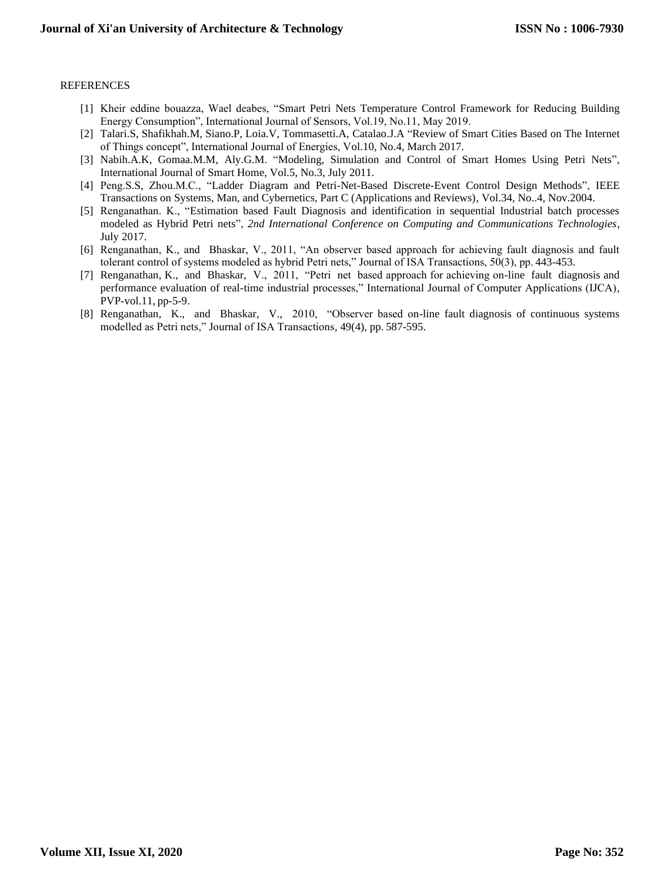REFERENCES

[1] Kheir eddine bouazza, Wael deabes, "Smart Petri Nets Temperature Control Framework for Reducing Building Energy Consumption", International Journal of Sensors, Vol.19, No.11, May 2019.

[2] Talari.S, Shafikhah.M, Siano.P, Loia.V, Tommasetti.A, Catalao.J.A "Review of Smart Cities Based on The Internet of Things concept", International Journal of Energies, Vol.10, No.4, March 2017.

[3] Nabih.A.K, Gomaa.M.M, Aly.G.M. "Modeling, Simulation and Control of Smart Homes Using Petri Nets", International Journal of Smart Home, Vol.5, No.3, July 2011.

[4] Peng.S.S, Zhou.M.C., "Ladder Diagram and Petri-Net-Based Discrete-Event Control Design Methods", IEEE Transactions on Systems, Man, and Cybernetics, Part C (Applications and Reviews), Vol.34, No..4, Nov.2004.

[5] Renganathan. K., "Estimation based Fault Diagnosis and identification in sequential Industrial batch processes modeled as Hybrid Petri nets", *2nd International Conference on Computing and Communications Technologies*, July 2017.

[6] Renganathan, K., and Bhaskar, V., 2011, "An observer based approach for achieving fault diagnosis and fault tolerant control of systems modeled as hybrid Petri nets," Journal of ISA Transactions, 50(3), pp. 443-453.

[7] Renganathan, K., and Bhaskar, V., 2011, "Petri net based approach for achieving on-line fault diagnosis and performance evaluation of real-time industrial processes," International Journal of Computer Applications (IJCA), PVP-vol.11, pp-5-9.

[8] Renganathan, K., and Bhaskar, V., 2010, "Observer based on-line fault diagnosis of continuous systems modelled as Petri nets," Journal of ISA Transactions, 49(4), pp. 587-595.